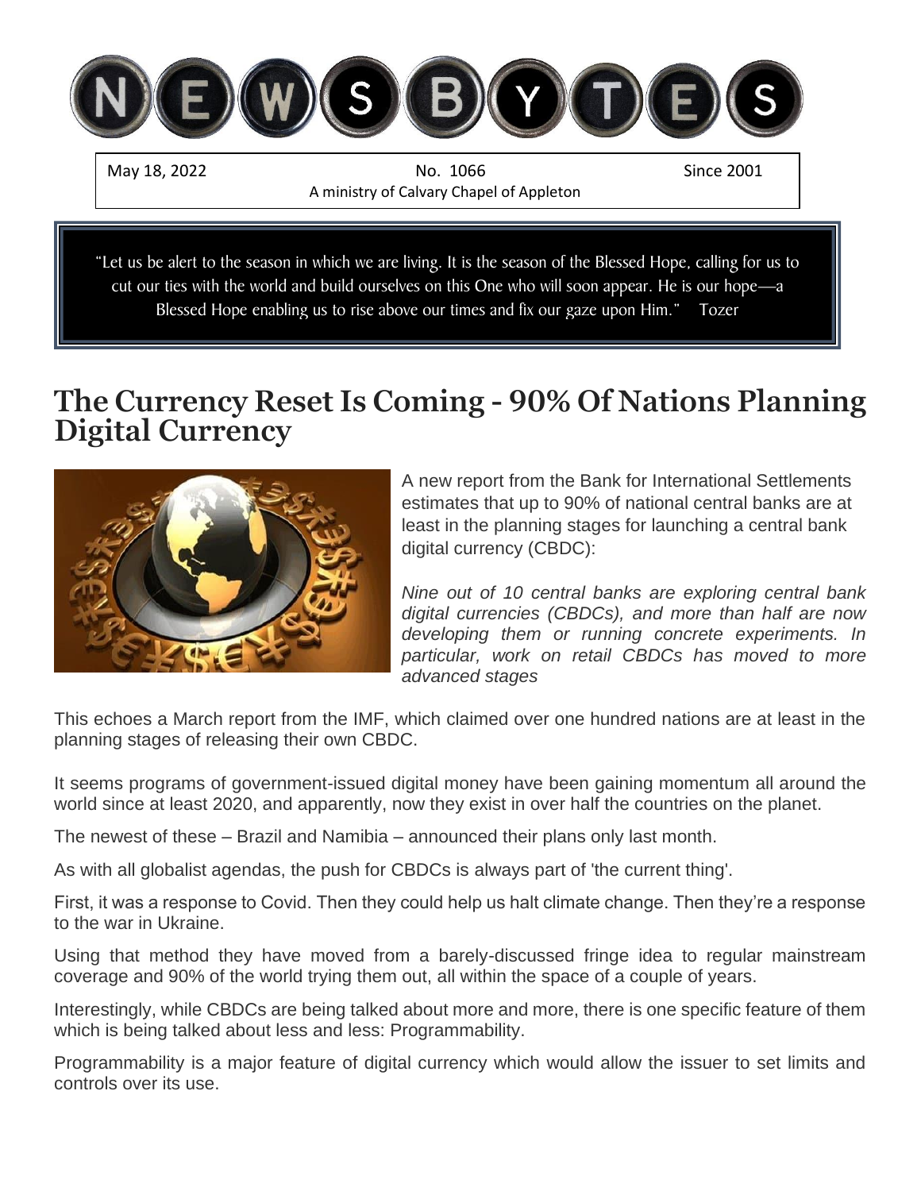# NEWSBYTES

May 18, 2022 | No. 1066 | Since 2001

A ministry of Calvary Chapel of Appleton

> "Let us be alert to the season in which we are living. It is the season of the Blessed Hope, calling for us to cut our ties with the world and build ourselves on this One who will soon appear. He is our hope—a Blessed Hope enabling us to rise above our times and fix our gaze upon Him." Tozer

## The Currency Reset Is Coming - 90% Of Nations Planning Digital Currency

A new report from the Bank for International Settlements estimates that up to 90% of national central banks are at least in the planning stages for launching a central bank digital currency (CBDC):

*Nine out of 10 central banks are exploring central bank digital currencies (CBDCs), and more than half are now developing them or running concrete experiments. In particular, work on retail CBDCs has moved to more advanced stages*

This echoes a March report from the IMF, which claimed over one hundred nations are at least in the planning stages of releasing their own CBDC.

It seems programs of government-issued digital money have been gaining momentum all around the world since at least 2020, and apparently, now they exist in over half the countries on the planet.

The newest of these – Brazil and Namibia – announced their plans only last month.

As with all globalist agendas, the push for CBDCs is always part of 'the current thing'.

First, it was a response to Covid. Then they could help us halt climate change. Then they're a response to the war in Ukraine.

Using that method they have moved from a barely-discussed fringe idea to regular mainstream coverage and 90% of the world trying them out, all within the space of a couple of years.

Interestingly, while CBDCs are being talked about more and more, there is one specific feature of them which is being talked about less and less: Programmability.

Programmability is a major feature of digital currency which would allow the issuer to set limits and controls over its use.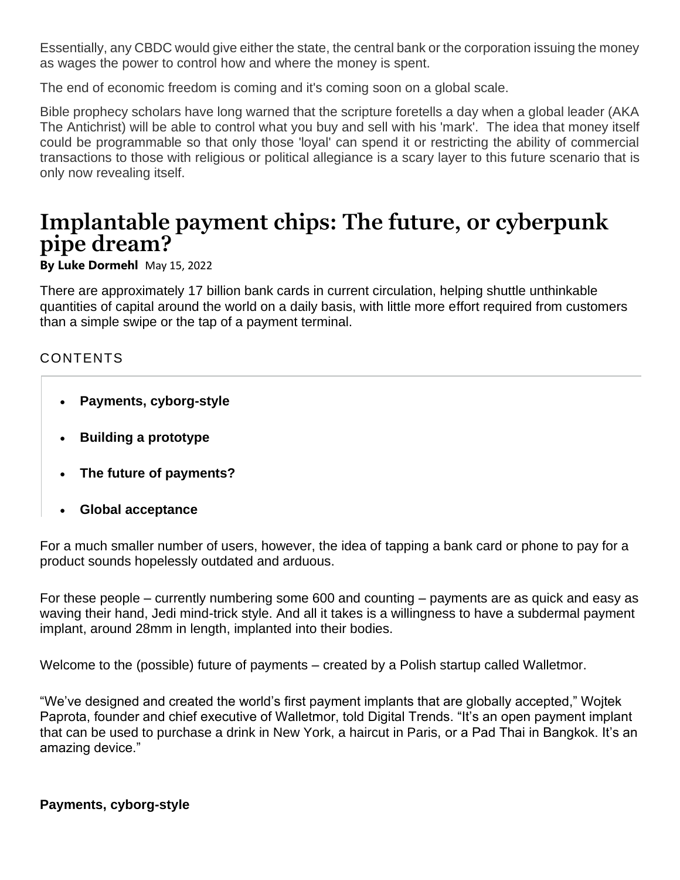Essentially, any CBDC would give either the state, the central bank or the corporation issuing the money as wages the power to control how and where the money is spent.

The end of economic freedom is coming and it's coming soon on a global scale.

Bible prophecy scholars have long warned that the scripture foretells a day when a global leader (AKA The Antichrist) will be able to control what you buy and sell with his 'mark'. The idea that money itself could be programmable so that only those 'loyal' can spend it or restricting the ability of commercial transactions to those with religious or political allegiance is a scary layer to this future scenario that is only now revealing itself.

# Implantable payment chips: The future, or cyberpunk pipe dream?

**By Luke Dormehl** May 15, 2022

There are approximately 17 billion bank cards in current circulation, helping shuttle unthinkable quantities of capital around the world on a daily basis, with little more effort required from customers than a simple swipe or the tap of a payment terminal.

CONTENTS

- **Payments, cyborg-style**
- **Building a prototype**
- **The future of payments?**
- **Global acceptance**

For a much smaller number of users, however, the idea of tapping a bank card or phone to pay for a product sounds hopelessly outdated and arduous.

For these people – currently numbering some 600 and counting – payments are as quick and easy as waving their hand, Jedi mind-trick style. And all it takes is a willingness to have a subdermal payment implant, around 28mm in length, implanted into their bodies.

Welcome to the (possible) future of payments – created by a Polish startup called Walletmor.

"We've designed and created the world's first payment implants that are globally accepted," Wojtek Paprota, founder and chief executive of Walletmor, told Digital Trends. "It's an open payment implant that can be used to purchase a drink in New York, a haircut in Paris, or a Pad Thai in Bangkok. It's an amazing device."

**Payments, cyborg-style**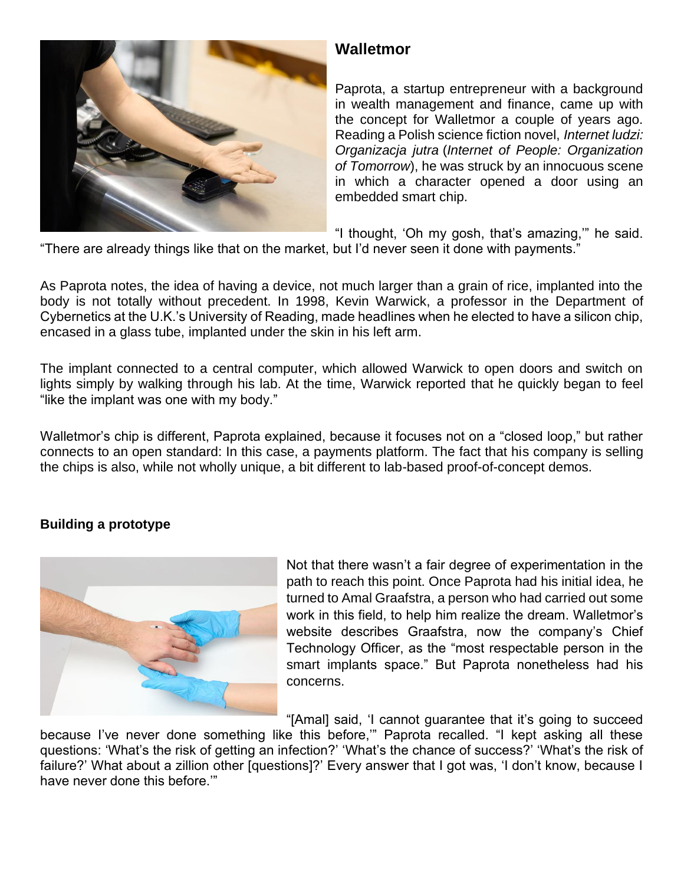## Walletmor

Paprota, a startup entrepreneur with a background in wealth management and finance, came up with the concept for Walletmor a couple of years ago. Reading a Polish science fiction novel, *Internet ludzi: Organizacja jutra* (*Internet of People: Organization of Tomorrow*), he was struck by an innocuous scene in which a character opened a door using an embedded smart chip.

"I thought, 'Oh my gosh, that's amazing,'" he said. "There are already things like that on the market, but I'd never seen it done with payments."

As Paprota notes, the idea of having a device, not much larger than a grain of rice, implanted into the body is not totally without precedent. In 1998, Kevin Warwick, a professor in the Department of Cybernetics at the U.K.'s University of Reading, made headlines when he elected to have a silicon chip, encased in a glass tube, implanted under the skin in his left arm.

The implant connected to a central computer, which allowed Warwick to open doors and switch on lights simply by walking through his lab. At the time, Warwick reported that he quickly began to feel "like the implant was one with my body."

Walletmor's chip is different, Paprota explained, because it focuses not on a "closed loop," but rather connects to an open standard: In this case, a payments platform. The fact that his company is selling the chips is also, while not wholly unique, a bit different to lab-based proof-of-concept demos.

**Building a prototype**

Not that there wasn't a fair degree of experimentation in the path to reach this point. Once Paprota had his initial idea, he turned to Amal Graafstra, a person who had carried out some work in this field, to help him realize the dream. Walletmor's website describes Graafstra, now the company's Chief Technology Officer, as the "most respectable person in the smart implants space." But Paprota nonetheless had his concerns.

"[Amal] said, 'I cannot guarantee that it's going to succeed because I've never done something like this before,'" Paprota recalled. "I kept asking all these questions: 'What's the risk of getting an infection?' 'What's the chance of success?' 'What's the risk of failure?' What about a zillion other [questions]?' Every answer that I got was, 'I don't know, because I have never done this before.'"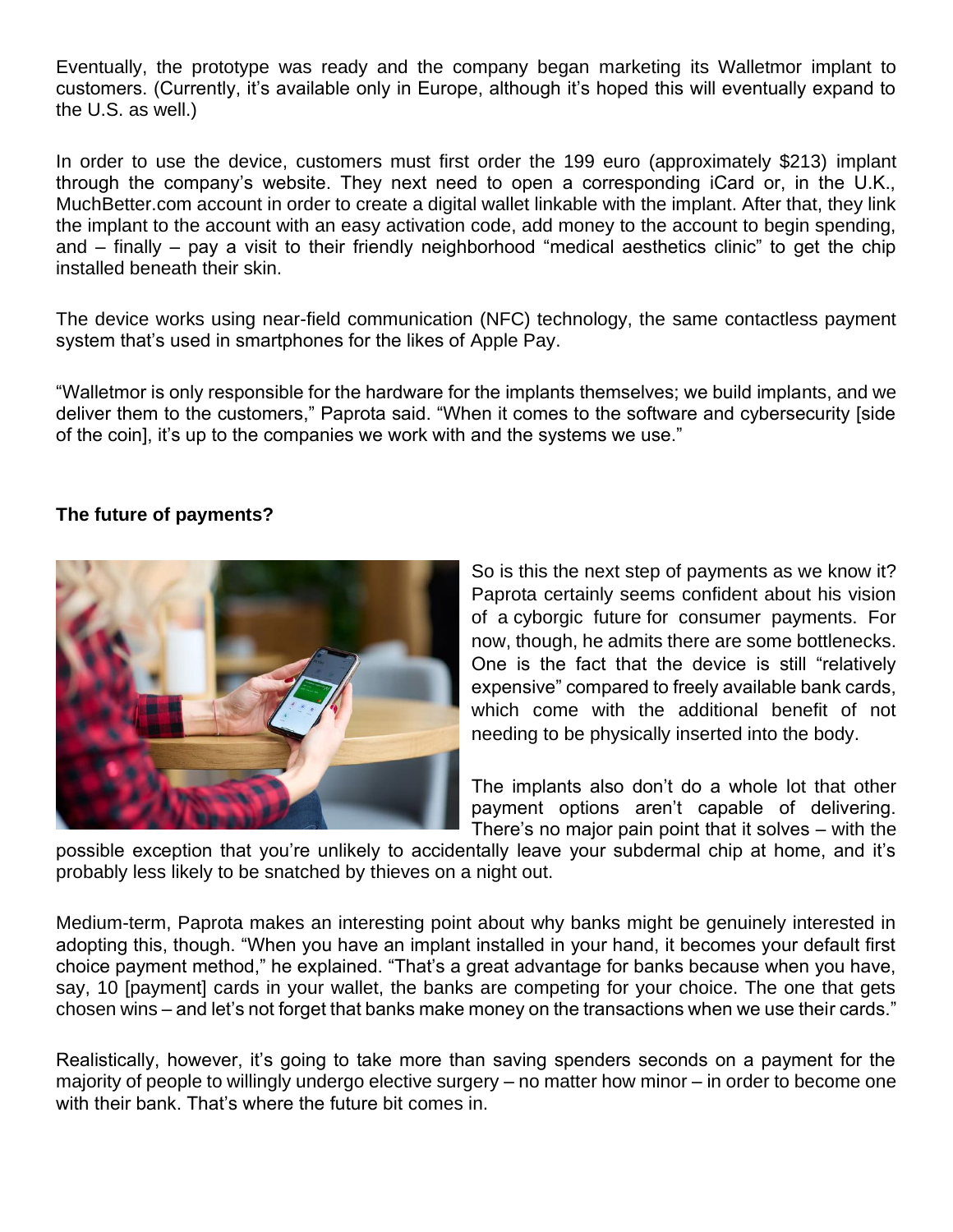Eventually, the prototype was ready and the company began marketing its Walletmor implant to customers. (Currently, it's available only in Europe, although it's hoped this will eventually expand to the U.S. as well.)

In order to use the device, customers must first order the 199 euro (approximately $213) implant through the company's website. They next need to open a corresponding iCard or, in the U.K., MuchBetter.com account in order to create a digital wallet linkable with the implant. After that, they link the implant to the account with an easy activation code, add money to the account to begin spending, and – finally – pay a visit to their friendly neighborhood "medical aesthetics clinic" to get the chip installed beneath their skin.

The device works using near-field communication (NFC) technology, the same contactless payment system that's used in smartphones for the likes of Apple Pay.

"Walletmor is only responsible for the hardware for the implants themselves; we build implants, and we deliver them to the customers," Paprota said. "When it comes to the software and cybersecurity [side of the coin], it's up to the companies we work with and the systems we use."

**The future of payments?**

So is this the next step of payments as we know it? Paprota certainly seems confident about his vision of a cyborgic future for consumer payments. For now, though, he admits there are some bottlenecks. One is the fact that the device is still "relatively expensive" compared to freely available bank cards, which come with the additional benefit of not needing to be physically inserted into the body.

The implants also don't do a whole lot that other payment options aren't capable of delivering. There's no major pain point that it solves – with the possible exception that you're unlikely to accidentally leave your subdermal chip at home, and it's probably less likely to be snatched by thieves on a night out.

Medium-term, Paprota makes an interesting point about why banks might be genuinely interested in adopting this, though. "When you have an implant installed in your hand, it becomes your default first choice payment method," he explained. "That's a great advantage for banks because when you have, say, 10 [payment] cards in your wallet, the banks are competing for your choice. The one that gets chosen wins – and let's not forget that banks make money on the transactions when we use their cards."

Realistically, however, it's going to take more than saving spenders seconds on a payment for the majority of people to willingly undergo elective surgery – no matter how minor – in order to become one with their bank. That's where the future bit comes in.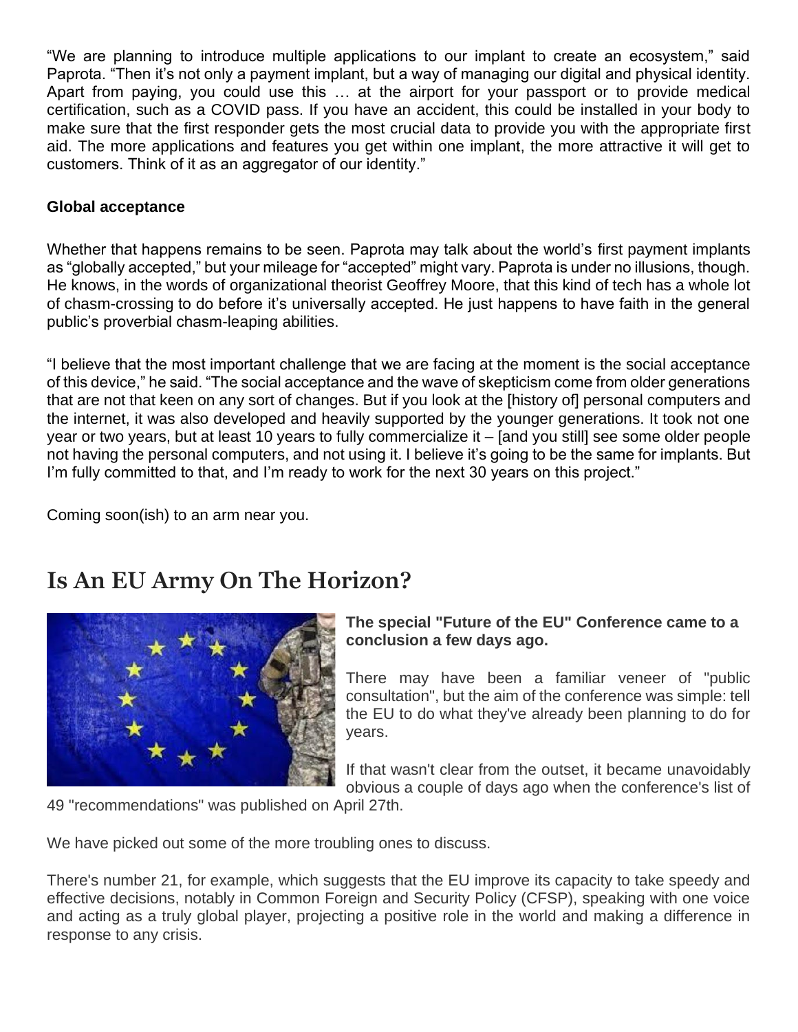"We are planning to introduce multiple applications to our implant to create an ecosystem," said Paprota. "Then it's not only a payment implant, but a way of managing our digital and physical identity. Apart from paying, you could use this … at the airport for your passport or to provide medical certification, such as a COVID pass. If you have an accident, this could be installed in your body to make sure that the first responder gets the most crucial data to provide you with the appropriate first aid. The more applications and features you get within one implant, the more attractive it will get to customers. Think of it as an aggregator of our identity."

**Global acceptance**

Whether that happens remains to be seen. Paprota may talk about the world's first payment implants as "globally accepted," but your mileage for "accepted" might vary. Paprota is under no illusions, though. He knows, in the words of organizational theorist Geoffrey Moore, that this kind of tech has a whole lot of chasm-crossing to do before it's universally accepted. He just happens to have faith in the general public's proverbial chasm-leaping abilities.

"I believe that the most important challenge that we are facing at the moment is the social acceptance of this device," he said. "The social acceptance and the wave of skepticism come from older generations that are not that keen on any sort of changes. But if you look at the [history of] personal computers and the internet, it was also developed and heavily supported by the younger generations. It took not one year or two years, but at least 10 years to fully commercialize it – [and you still] see some older people not having the personal computers, and not using it. I believe it's going to be the same for implants. But I'm fully committed to that, and I'm ready to work for the next 30 years on this project."

Coming soon(ish) to an arm near you.

## Is An EU Army On The Horizon?

**The special "Future of the EU" Conference came to a conclusion a few days ago.**

There may have been a familiar veneer of "public consultation", but the aim of the conference was simple: tell the EU to do what they've already been planning to do for years.

If that wasn't clear from the outset, it became unavoidably obvious a couple of days ago when the conference's list of 49 "recommendations" was published on April 27th.

We have picked out some of the more troubling ones to discuss.

There's number 21, for example, which suggests that the EU improve its capacity to take speedy and effective decisions, notably in Common Foreign and Security Policy (CFSP), speaking with one voice and acting as a truly global player, projecting a positive role in the world and making a difference in response to any crisis.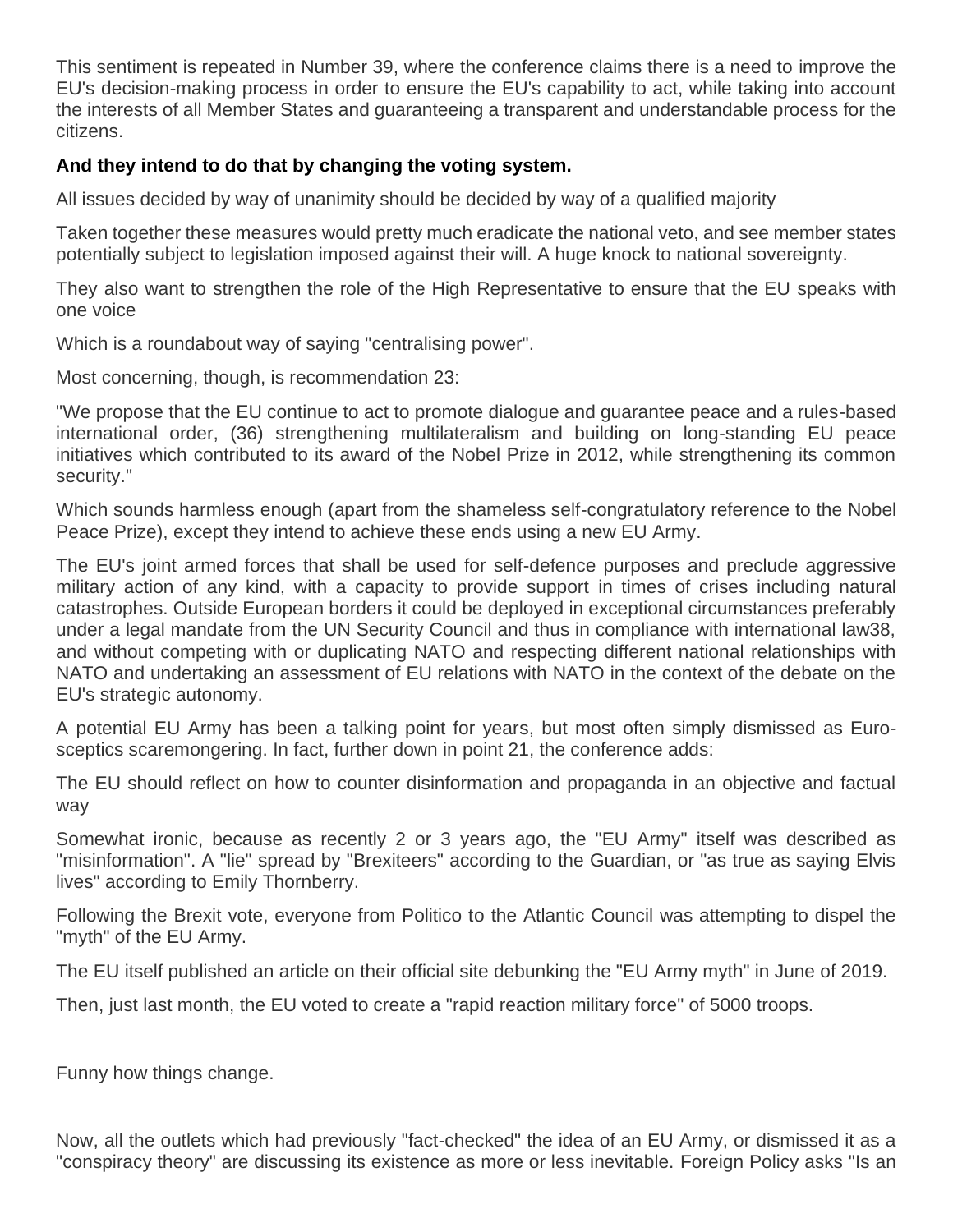This sentiment is repeated in Number 39, where the conference claims there is a need to improve the EU's decision-making process in order to ensure the EU's capability to act, while taking into account the interests of all Member States and guaranteeing a transparent and understandable process for the citizens.

**And they intend to do that by changing the voting system.**

All issues decided by way of unanimity should be decided by way of a qualified majority

Taken together these measures would pretty much eradicate the national veto, and see member states potentially subject to legislation imposed against their will. A huge knock to national sovereignty.

They also want to strengthen the role of the High Representative to ensure that the EU speaks with one voice

Which is a roundabout way of saying "centralising power".

Most concerning, though, is recommendation 23:

"We propose that the EU continue to act to promote dialogue and guarantee peace and a rules-based international order, (36) strengthening multilateralism and building on long-standing EU peace initiatives which contributed to its award of the Nobel Prize in 2012, while strengthening its common security."

Which sounds harmless enough (apart from the shameless self-congratulatory reference to the Nobel Peace Prize), except they intend to achieve these ends using a new EU Army.

The EU's joint armed forces that shall be used for self-defence purposes and preclude aggressive military action of any kind, with a capacity to provide support in times of crises including natural catastrophes. Outside European borders it could be deployed in exceptional circumstances preferably under a legal mandate from the UN Security Council and thus in compliance with international law38, and without competing with or duplicating NATO and respecting different national relationships with NATO and undertaking an assessment of EU relations with NATO in the context of the debate on the EU's strategic autonomy.

A potential EU Army has been a talking point for years, but most often simply dismissed as Euro-sceptics scaremongering. In fact, further down in point 21, the conference adds:

The EU should reflect on how to counter disinformation and propaganda in an objective and factual way

Somewhat ironic, because as recently 2 or 3 years ago, the "EU Army" itself was described as "misinformation". A "lie" spread by "Brexiteers" according to the Guardian, or "as true as saying Elvis lives" according to Emily Thornberry.

Following the Brexit vote, everyone from Politico to the Atlantic Council was attempting to dispel the "myth" of the EU Army.

The EU itself published an article on their official site debunking the "EU Army myth" in June of 2019.

Then, just last month, the EU voted to create a "rapid reaction military force" of 5000 troops.

Funny how things change.

Now, all the outlets which had previously "fact-checked" the idea of an EU Army, or dismissed it as a "conspiracy theory" are discussing its existence as more or less inevitable. Foreign Policy asks "Is an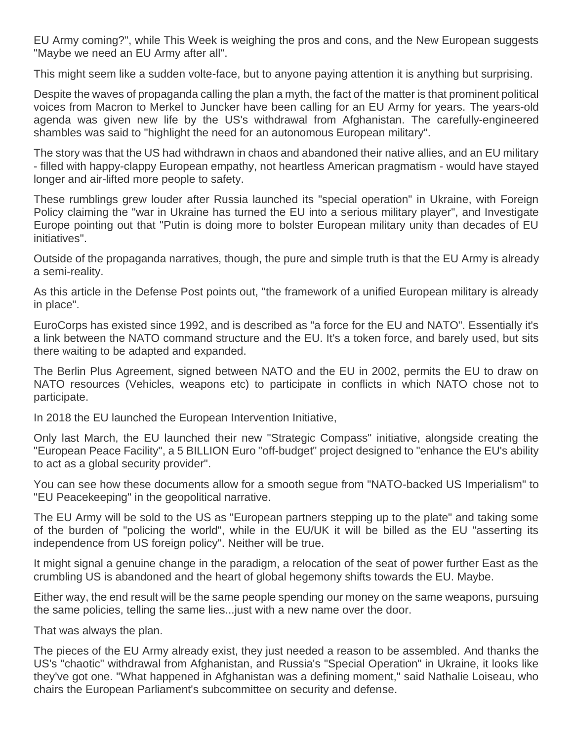EU Army coming?", while This Week is weighing the pros and cons, and the New European suggests "Maybe we need an EU Army after all".

This might seem like a sudden volte-face, but to anyone paying attention it is anything but surprising.

Despite the waves of propaganda calling the plan a myth, the fact of the matter is that prominent political voices from Macron to Merkel to Juncker have been calling for an EU Army for years. The years-old agenda was given new life by the US's withdrawal from Afghanistan. The carefully-engineered shambles was said to "highlight the need for an autonomous European military".

The story was that the US had withdrawn in chaos and abandoned their native allies, and an EU military - filled with happy-clappy European empathy, not heartless American pragmatism - would have stayed longer and air-lifted more people to safety.

These rumblings grew louder after Russia launched its "special operation" in Ukraine, with Foreign Policy claiming the "war in Ukraine has turned the EU into a serious military player", and Investigate Europe pointing out that "Putin is doing more to bolster European military unity than decades of EU initiatives".

Outside of the propaganda narratives, though, the pure and simple truth is that the EU Army is already a semi-reality.

As this article in the Defense Post points out, "the framework of a unified European military is already in place".

EuroCorps has existed since 1992, and is described as "a force for the EU and NATO". Essentially it's a link between the NATO command structure and the EU. It's a token force, and barely used, but sits there waiting to be adapted and expanded.

The Berlin Plus Agreement, signed between NATO and the EU in 2002, permits the EU to draw on NATO resources (Vehicles, weapons etc) to participate in conflicts in which NATO chose not to participate.

In 2018 the EU launched the European Intervention Initiative,

Only last March, the EU launched their new "Strategic Compass" initiative, alongside creating the "European Peace Facility", a 5 BILLION Euro "off-budget" project designed to "enhance the EU's ability to act as a global security provider".

You can see how these documents allow for a smooth segue from "NATO-backed US Imperialism" to "EU Peacekeeping" in the geopolitical narrative.

The EU Army will be sold to the US as "European partners stepping up to the plate" and taking some of the burden of "policing the world", while in the EU/UK it will be billed as the EU "asserting its independence from US foreign policy". Neither will be true.

It might signal a genuine change in the paradigm, a relocation of the seat of power further East as the crumbling US is abandoned and the heart of global hegemony shifts towards the EU. Maybe.

Either way, the end result will be the same people spending our money on the same weapons, pursuing the same policies, telling the same lies...just with a new name over the door.

That was always the plan.

The pieces of the EU Army already exist, they just needed a reason to be assembled. And thanks the US's "chaotic" withdrawal from Afghanistan, and Russia's "Special Operation" in Ukraine, it looks like they've got one. "What happened in Afghanistan was a defining moment," said Nathalie Loiseau, who chairs the European Parliament's subcommittee on security and defense.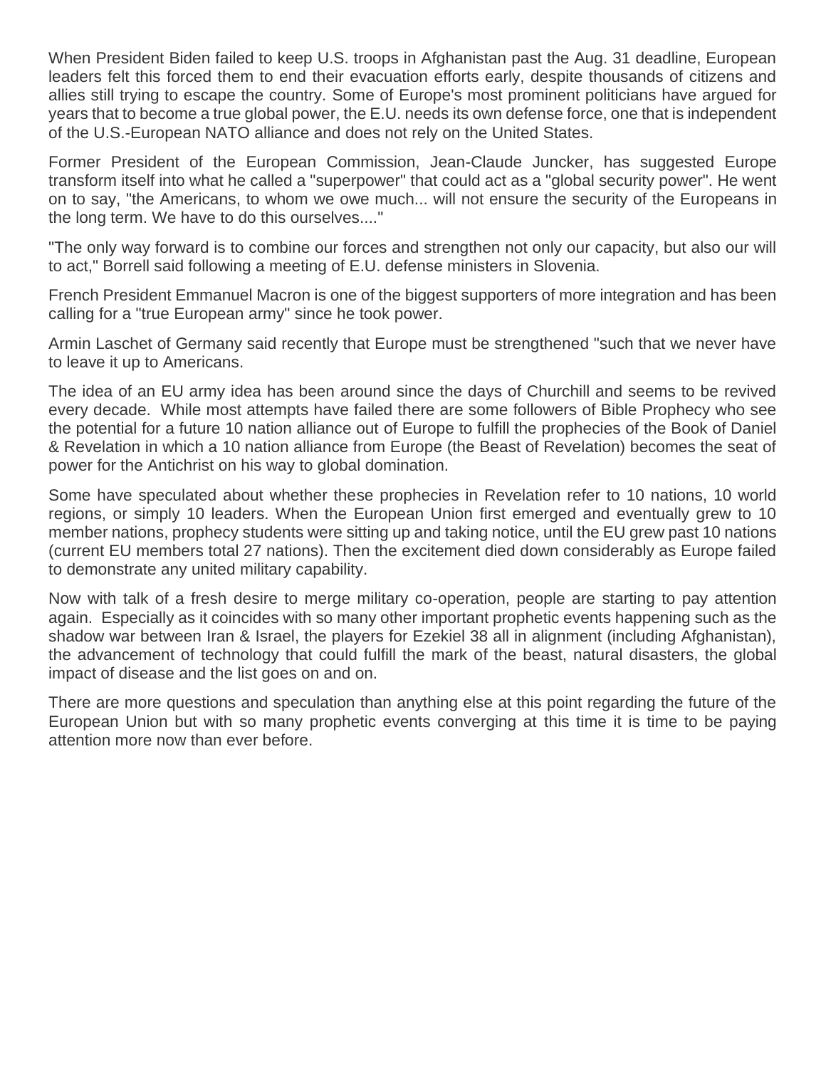When President Biden failed to keep U.S. troops in Afghanistan past the Aug. 31 deadline, European leaders felt this forced them to end their evacuation efforts early, despite thousands of citizens and allies still trying to escape the country. Some of Europe's most prominent politicians have argued for years that to become a true global power, the E.U. needs its own defense force, one that is independent of the U.S.-European NATO alliance and does not rely on the United States.

Former President of the European Commission, Jean-Claude Juncker, has suggested Europe transform itself into what he called a "superpower" that could act as a "global security power". He went on to say, "the Americans, to whom we owe much... will not ensure the security of the Europeans in the long term. We have to do this ourselves...."

"The only way forward is to combine our forces and strengthen not only our capacity, but also our will to act," Borrell said following a meeting of E.U. defense ministers in Slovenia.

French President Emmanuel Macron is one of the biggest supporters of more integration and has been calling for a "true European army" since he took power.

Armin Laschet of Germany said recently that Europe must be strengthened "such that we never have to leave it up to Americans.

The idea of an EU army idea has been around since the days of Churchill and seems to be revived every decade. While most attempts have failed there are some followers of Bible Prophecy who see the potential for a future 10 nation alliance out of Europe to fulfill the prophecies of the Book of Daniel & Revelation in which a 10 nation alliance from Europe (the Beast of Revelation) becomes the seat of power for the Antichrist on his way to global domination.

Some have speculated about whether these prophecies in Revelation refer to 10 nations, 10 world regions, or simply 10 leaders. When the European Union first emerged and eventually grew to 10 member nations, prophecy students were sitting up and taking notice, until the EU grew past 10 nations (current EU members total 27 nations). Then the excitement died down considerably as Europe failed to demonstrate any united military capability.

Now with talk of a fresh desire to merge military co-operation, people are starting to pay attention again. Especially as it coincides with so many other important prophetic events happening such as the shadow war between Iran & Israel, the players for Ezekiel 38 all in alignment (including Afghanistan), the advancement of technology that could fulfill the mark of the beast, natural disasters, the global impact of disease and the list goes on and on.

There are more questions and speculation than anything else at this point regarding the future of the European Union but with so many prophetic events converging at this time it is time to be paying attention more now than ever before.